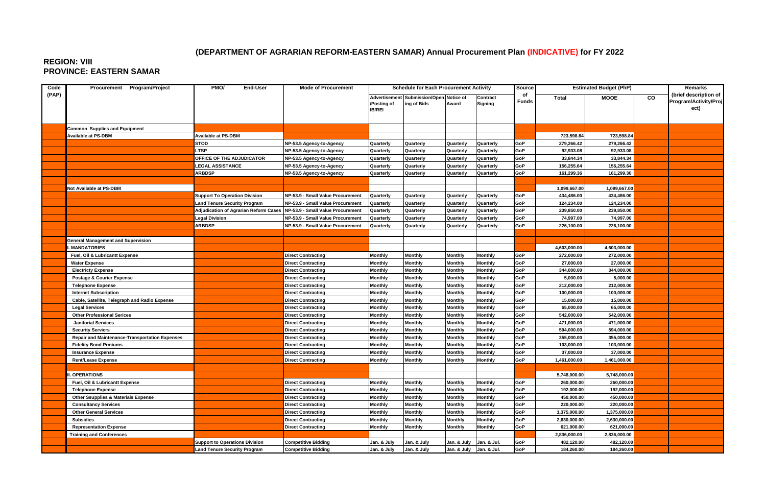# (DEPARTMENT OF AGRARIAN REFORM-EASTERN SAMAR) Annual Procurement Plan (INDICATIVE) for FY 2022

## REGION: VIII
## PROVINCE: EASTERN SAMAR

| Code (PAP) | Procurement Program/Project | PMO/ End-User | Mode of Procurement | Schedule for Each Procurement Activity | | | | Source of Funds | Estimated Budget (PhP) | | | Remarks (brief description of Program/Activity/Project) |
|---|---|---|---|---|---|---|---|---|---|---|---|---|
| | | | | Advertisement /Posting of IB/REI | Submission/Opening of Bids | Notice of Award | Contract Signing | | Total | MOOE | CO | |
| | Common Supplies and Equipment | | | | | | | | | | | |
| | Available at PS-DBM | Available at PS-DBM | | | | | | | 723,598.84 | 723,598.84 | | |
| | | STOD | NP-53.5 Agency-to-Agency | Quarterly | Quarterly | Quarterly | Quarterly | GoP | 279,266.42 | 279,266.42 | | |
| | | LTSP | NP-53.5 Agency-to-Agency | Quarterly | Quarterly | Quarterly | Quarterly | GoP | 92,933.08 | 92,933.08 | | |
| | | OFFICE OF THE ADJUDICATOR | NP-53.5 Agency-to-Agency | Quarterly | Quarterly | Quarterly | Quarterly | GoP | 33,844.34 | 33,844.34 | | |
| | | LEGAL ASSISTANCE | NP-53.5 Agency-to-Agency | Quarterly | Quarterly | Quarterly | Quarterly | GoP | 156,255.64 | 156,255.64 | | |
| | | ARBDSP | NP-53.5 Agency-to-Agency | Quarterly | Quarterly | Quarterly | Quarterly | GoP | 161,299.36 | 161,299.36 | | |
| | | | | | | | | | | | | |
| | Not Available at PS-DBM | | | | | | | | 1,099,667.00 | 1,099,667.00 | | |
| | | Support To Operation Division | NP-53.9 - Small Value Procurement | Quarterly | Quarterly | Quarterly | Quarterly | GoP | 434,486.00 | 434,486.00 | | |
| | | Land Tenure Security Program | NP-53.9 - Small Value Procurement | Quarterly | Quarterly | Quarterly | Quarterly | GoP | 124,234.00 | 124,234.00 | | |
| | | Adjudication of Agrarian Reform Cases | NP-53.9 - Small Value Procurement | Quarterly | Quarterly | Quarterly | Quarterly | GoP | 239,850.00 | 239,850.00 | | |
| | | Legal Division | NP-53.9 - Small Value Procurement | Quarterly | Quarterly | Quarterly | Quarterly | GoP | 74,997.00 | 74,997.00 | | |
| | | ARBDSP | NP-53.9 - Small Value Procurement | Quarterly | Quarterly | Quarterly | Quarterly | GoP | 226,100.00 | 226,100.00 | | |
| | | | | | | | | | | | | |
| | General Management and Supervision | | | | | | | | | | | |
| | I. MANDATORIES | | | | | | | | 4,603,000.00 | 4,603,000.00 | | |
| | Fuel, Oil & Lubricantt Expense | | Direct Contracting | Monthly | Monthly | Monthly | Monthly | GoP | 272,000.00 | 272,000.00 | | |
| | Water Expense | | Direct Contracting | Monthly | Monthly | Monthly | Monthly | GoP | 27,000.00 | 27,000.00 | | |
| | Electricty Expense | | Direct Contracting | Monthly | Monthly | Monthly | Monthly | GoP | 344,000.00 | 344,000.00 | | |
| | Postage & Courier Expense | | Direct Contracting | Monthly | Monthly | Monthly | Monthly | GoP | 5,000.00 | 5,000.00 | | |
| | Telephone Expense | | Direct Contracting | Monthly | Monthly | Monthly | Monthly | GoP | 212,000.00 | 212,000.00 | | |
| | Internet Subscription | | Direct Contracting | Monthly | Monthly | Monthly | Monthly | GoP | 100,000.00 | 100,000.00 | | |
| | Cable, Satellite, Telegraph and Radio Expense | | Direct Contracting | Monthly | Monthly | Monthly | Monthly | GoP | 15,000.00 | 15,000.00 | | |
| | Legal Services | | Direct Contracting | Monthly | Monthly | Monthly | Monthly | GoP | 65,000.00 | 65,000.00 | | |
| | Other Professional Serices | | Direct Contracting | Monthly | Monthly | Monthly | Monthly | GoP | 542,000.00 | 542,000.00 | | |
| | Janitorial Services | | Direct Contracting | Monthly | Monthly | Monthly | Monthly | GoP | 471,000.00 | 471,000.00 | | |
| | Security Servicrs | | Direct Contracting | Monthly | Monthly | Monthly | Monthly | GoP | 594,000.00 | 594,000.00 | | |
| | Repair and Maintenance-Transportation Expenses | | Direct Contracting | Monthly | Monthly | Monthly | Monthly | GoP | 355,000.00 | 355,000.00 | | |
| | Fidelity Bond Prmiums | | Direct Contracting | Monthly | Monthly | Monthly | Monthly | GoP | 103,000.00 | 103,000.00 | | |
| | Insurance Expense | | Direct Contracting | Monthly | Monthly | Monthly | Monthly | GoP | 37,000.00 | 37,000.00 | | |
| | Rent/Lease Expense | | Direct Contracting | Monthly | Monthly | Monthly | Monthly | GoP | 1,461,000.00 | 1,461,000.00 | | |
| | | | | | | | | | | | | |
| | II. OPERATIONS | | | | | | | | 5,748,000.00 | 5,748,000.00 | | |
| | Fuel, Oil & Lubricantt Expense | | Direct Contracting | Monthly | Monthly | Monthly | Monthly | GoP | 260,000.00 | 260,000.00 | | |
| | Telephone Expense | | Direct Contracting | Monthly | Monthly | Monthly | Monthly | GoP | 192,000.00 | 192,000.00 | | |
| | Other Ssupplies & Materials Expense | | Direct Contracting | Monthly | Monthly | Monthly | Monthly | GoP | 450,000.00 | 450,000.00 | | |
| | Consultancy Services | | Direct Contracting | Monthly | Monthly | Monthly | Monthly | GoP | 220,000.00 | 220,000.00 | | |
| | Other General Services | | Direct Contracting | Monthly | Monthly | Monthly | Monthly | GoP | 1,375,000.00 | 1,375,000.00 | | |
| | Subsidies | | Direct Contracting | Monthly | Monthly | Monthly | Monthly | GoP | 2,630,000.00 | 2,630,000.00 | | |
| | Representation Expense | | Direct Contracting | Monthly | Monthly | Monthly | Monthly | GoP | 621,000.00 | 621,000.00 | | |
| | Training and Conferences | | | | | | | | 2,836,000.00 | 2,836,000.00 | | |
| | | Support to Operations Division | Competitive Bidding | Jan. & July | Jan. & July | Jan. & July | Jan. & Jul. | GoP | 482,120.00 | 482,120.00 | | |
| | | Land Tenure Security Program | Competitive Bidding | Jan. & July | Jan. & July | Jan. & July | Jan. & Jul. | GoP | 184,260.00 | 184,260.00 | | |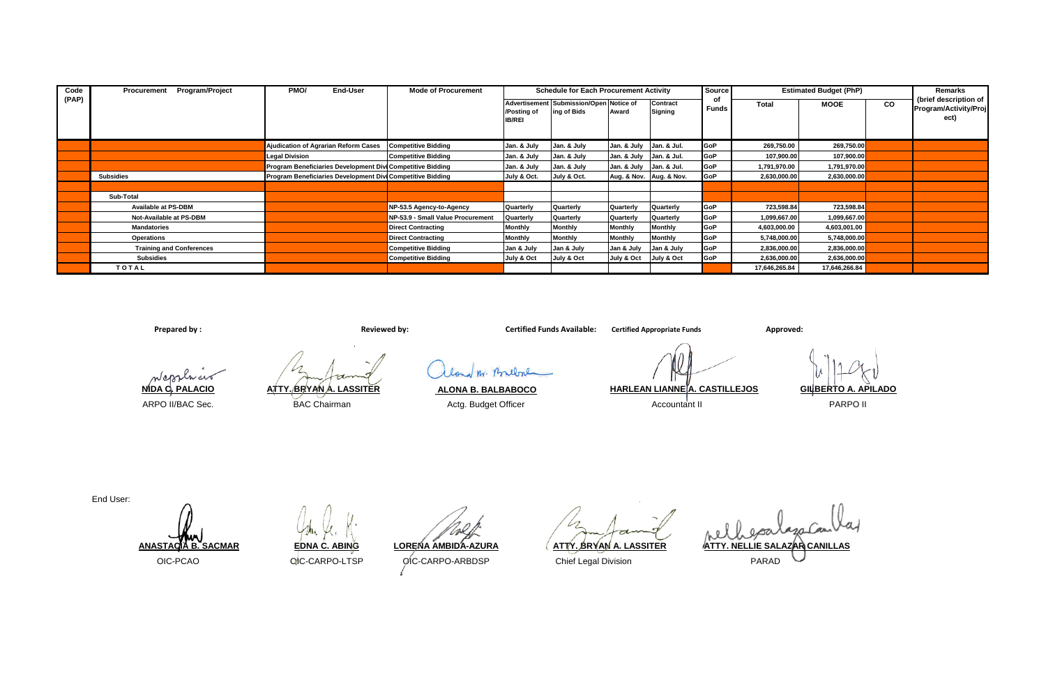| Code (PAP) | Procurement Program/Project | PMO/ End-User | Mode of Procurement | Schedule for Each Procurement Activity | | | | Source of Funds | Estimated Budget (PhP) | | | Remarks (brief description of Program/Activity/Project) |
|---|---|---|---|---|---|---|---|---|---|---|---|---|
| | | | | Advertisement /Posting of IB/REI | Submission/Opening of Bids | Notice of Award | Contract Signing | | Total | MOOE | CO | |
| | | Ajudication of Agrarian Reform Cases | Competitive Bidding | Jan. & July | Jan. & July | Jan. & July | Jan. & Jul. | GoP | 269,750.00 | 269,750.00 | | |
| | | Legal Division | Competitive Bidding | Jan. & July | Jan. & July | Jan. & July | Jan. & Jul. | GoP | 107,900.00 | 107,900.00 | | |
| | | Program Beneficiaries Development Divi | Competitive Bidding | Jan. & July | Jan. & July | Jan. & July | Jan. & Jul. | GoP | 1,791,970.00 | 1,791,970.00 | | |
| | Subsidies | Program Beneficiaries Development Divi | Competitive Bidding | July & Oct. | July & Oct. | Aug. & Nov. | Aug. & Nov. | GoP | 2,630,000.00 | 2,630,000.00 | | |
| | | | | | | | | | | | | |
| | Sub-Total | | | | | | | | | | | |
| | Available at PS-DBM | | NP-53.5 Agency-to-Agency | Quarterly | Quarterly | Quarterly | Quarterly | GoP | 723,598.84 | 723,598.84 | | |
| | Not-Available at PS-DBM | | NP-53.9 - Small Value Procurement | Quarterly | Quarterly | Quarterly | Quarterly | GoP | 1,099,667.00 | 1,099,667.00 | | |
| | Mandatories | | Direct Contracting | Monthly | Monthly | Monthly | Monthly | GoP | 4,603,000.00 | 4,603,001.00 | | |
| | Operations | | Direct Contracting | Monthly | Monthly | Monthly | Monthly | GoP | 5,748,000.00 | 5,748,000.00 | | |
| | Training and Conferences | | Competitive Bidding | Jan & July | Jan & July | Jan & July | Jan & July | GoP | 2,836,000.00 | 2,836,000.00 | | |
| | Subsidies | | Competitive Bidding | July & Oct | July & Oct | July & Oct | July & Oct | GoP | 2,636,000.00 | 2,636,000.00 | | |
| | TOTAL | | | | | | | | 17,646,265.84 | 17,646,266.84 | | |

**Prepared by :** **Reviewed by:** **Certified Funds Available:** **Certified Appropriate Funds** **Approved:**

**NIDA C. PALACIO**
ARPO II/BAC Sec.

**ATTY. BRYAN A. LASSITER**
BAC Chairman

**ALONA B. BALBABOCO**
Actg. Budget Officer

**HARLEAN LIANNE A. CASTILLEJOS**
Accountant II

**GILBERTO A. APILADO**
PARPO II

End User:

**ANASTACIA B. SACMAR**
OIC-PCAO

**EDNA C. ABING**
OIC-CARPO-LTSP

**LORENA AMBIDA-AZURA**
OIC-CARPO-ARBDSP

**ATTY. BRYAN A. LASSITER**
Chief Legal Division

**ATTY. NELLIE SALAZAR CANILLAS**
PARAD